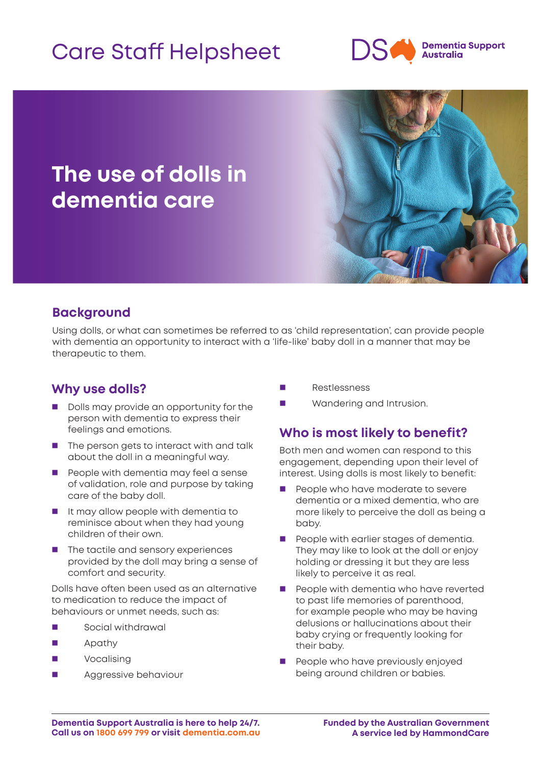# Care Staff Helpsheet

Dementia Support Australia

# The use of dolls in dementia care

## Background

Using dolls, or what can sometimes be referred to as 'child representation', can provide people with dementia an opportunity to interact with a 'life-like' baby doll in a manner that may be therapeutic to them.

## Why use dolls?

- Dolls may provide an opportunity for the person with dementia to express their feelings and emotions.
- The person gets to interact with and talk about the doll in a meaningful way.
- People with dementia may feel a sense of validation, role and purpose by taking care of the baby doll.
- It may allow people with dementia to reminisce about when they had young children of their own.
- The tactile and sensory experiences provided by the doll may bring a sense of comfort and security.

Dolls have often been used as an alternative to medication to reduce the impact of behaviours or unmet needs, such as:

- Social withdrawal
- Apathy
- Vocalising
- Aggressive behaviour
- Restlessness
- Wandering and Intrusion.

## Who is most likely to benefit?

Both men and women can respond to this engagement, depending upon their level of interest. Using dolls is most likely to benefit:

- People who have moderate to severe dementia or a mixed dementia, who are more likely to perceive the doll as being a baby.
- People with earlier stages of dementia. They may like to look at the doll or enjoy holding or dressing it but they are less likely to perceive it as real.
- People with dementia who have reverted to past life memories of parenthood, for example people who may be having delusions or hallucinations about their baby crying or frequently looking for their baby.
- People who have previously enjoyed being around children or babies.

**Dementia Support Australia is here to help 24/7.**
**Call us on 1800 699 799 or visit dementia.com.au**

**Funded by the Australian Government**
**A service led by HammondCare**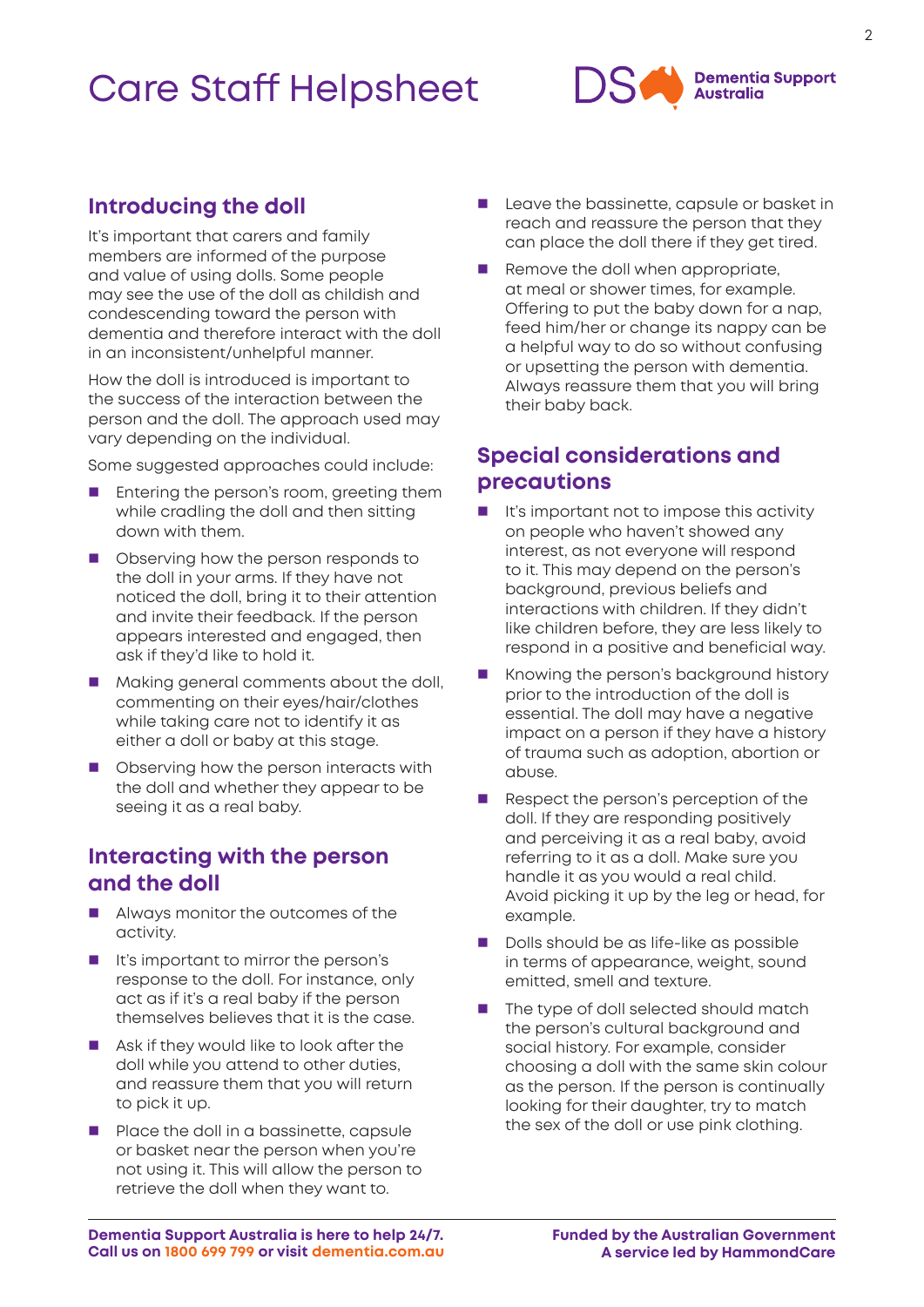## Introducing the doll

It's important that carers and family members are informed of the purpose and value of using dolls. Some people may see the use of the doll as childish and condescending toward the person with dementia and therefore interact with the doll in an inconsistent/unhelpful manner.

How the doll is introduced is important to the success of the interaction between the person and the doll. The approach used may vary depending on the individual.

Some suggested approaches could include:

- Entering the person's room, greeting them while cradling the doll and then sitting down with them.
- Observing how the person responds to the doll in your arms. If they have not noticed the doll, bring it to their attention and invite their feedback. If the person appears interested and engaged, then ask if they'd like to hold it.
- Making general comments about the doll, commenting on their eyes/hair/clothes while taking care not to identify it as either a doll or baby at this stage.
- Observing how the person interacts with the doll and whether they appear to be seeing it as a real baby.

## Interacting with the person and the doll

- Always monitor the outcomes of the activity.
- It's important to mirror the person's response to the doll. For instance, only act as if it's a real baby if the person themselves believes that it is the case.
- Ask if they would like to look after the doll while you attend to other duties, and reassure them that you will return to pick it up.
- Place the doll in a bassinette, capsule or basket near the person when you're not using it. This will allow the person to retrieve the doll when they want to.
- Leave the bassinette, capsule or basket in reach and reassure the person that they can place the doll there if they get tired.
- Remove the doll when appropriate, at meal or shower times, for example. Offering to put the baby down for a nap, feed him/her or change its nappy can be a helpful way to do so without confusing or upsetting the person with dementia. Always reassure them that you will bring their baby back.

## Special considerations and precautions

- It's important not to impose this activity on people who haven't showed any interest, as not everyone will respond to it. This may depend on the person's background, previous beliefs and interactions with children. If they didn't like children before, they are less likely to respond in a positive and beneficial way.
- Knowing the person's background history prior to the introduction of the doll is essential. The doll may have a negative impact on a person if they have a history of trauma such as adoption, abortion or abuse.
- Respect the person's perception of the doll. If they are responding positively and perceiving it as a real baby, avoid referring to it as a doll. Make sure you handle it as you would a real child. Avoid picking it up by the leg or head, for example.
- Dolls should be as life-like as possible in terms of appearance, weight, sound emitted, smell and texture.
- The type of doll selected should match the person's cultural background and social history. For example, consider choosing a doll with the same skin colour as the person. If the person is continually looking for their daughter, try to match the sex of the doll or use pink clothing.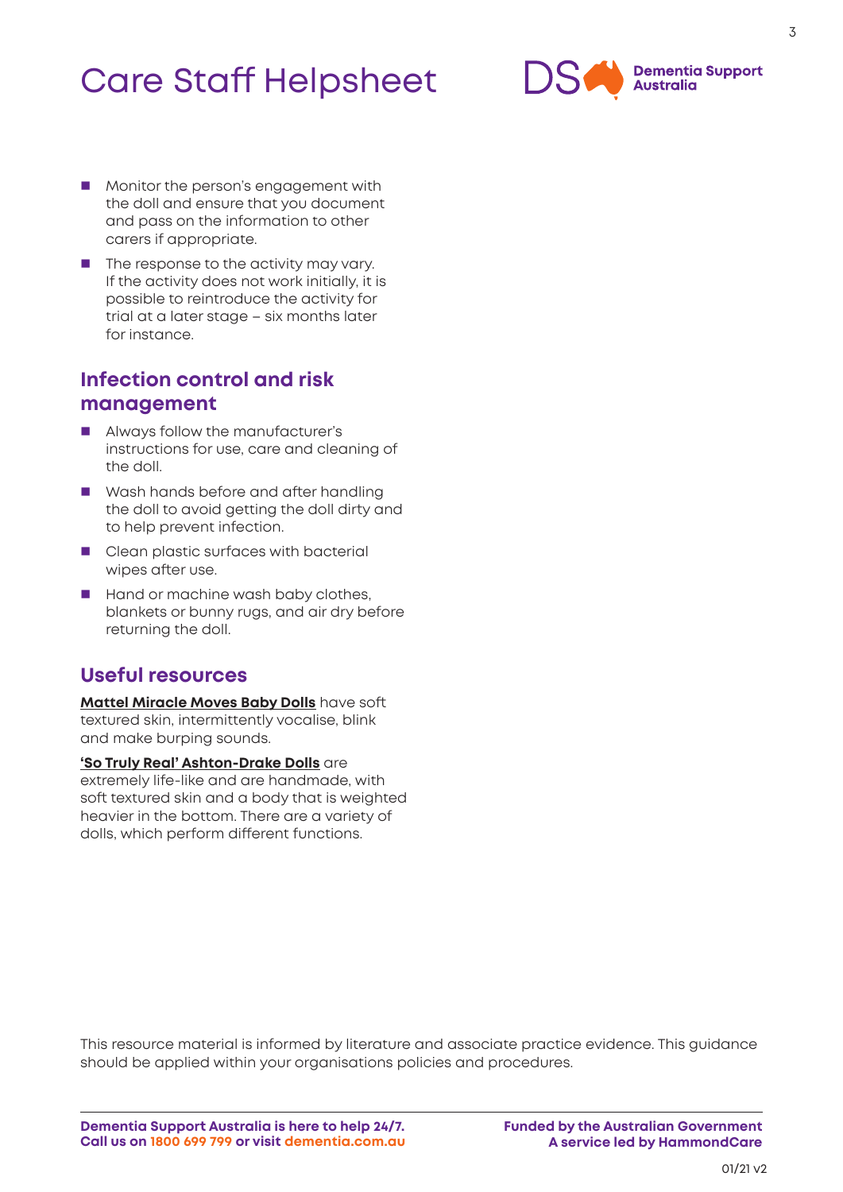- Monitor the person's engagement with the doll and ensure that you document and pass on the information to other carers if appropriate.
- The response to the activity may vary. If the activity does not work initially, it is possible to reintroduce the activity for trial at a later stage – six months later for instance.

## Infection control and risk management

- Always follow the manufacturer's instructions for use, care and cleaning of the doll.
- Wash hands before and after handling the doll to avoid getting the doll dirty and to help prevent infection.
- Clean plastic surfaces with bacterial wipes after use.
- Hand or machine wash baby clothes, blankets or bunny rugs, and air dry before returning the doll.

## Useful resources

**Mattel Miracle Moves Baby Dolls** have soft textured skin, intermittently vocalise, blink and make burping sounds.

**'So Truly Real' Ashton-Drake Dolls** are extremely life-like and are handmade, with soft textured skin and a body that is weighted heavier in the bottom. There are a variety of dolls, which perform different functions.

This resource material is informed by literature and associate practice evidence. This guidance should be applied within your organisations policies and procedures.

**Dementia Support Australia is here to help 24/7. Call us on 1800 699 799 or visit dementia.com.au**

**Funded by the Australian Government**
**A service led by HammondCare**

01/21 v2